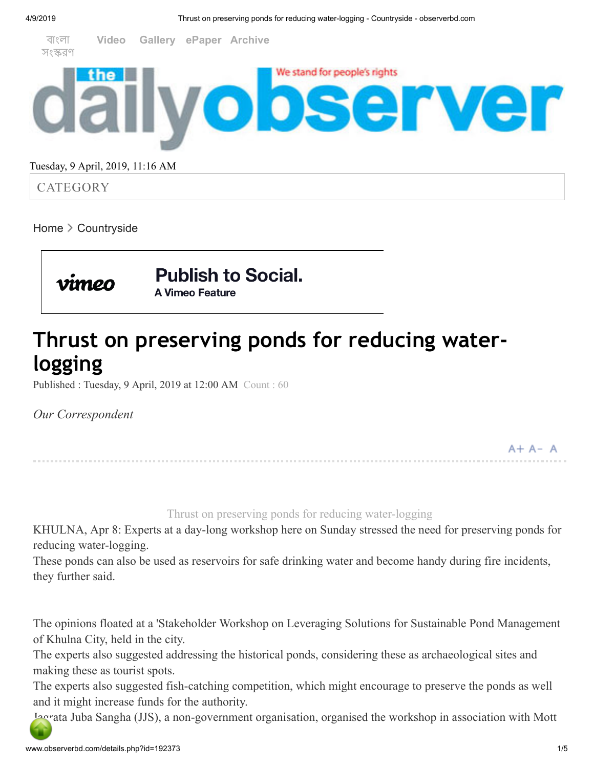Tuesday, 9 April, 2019, 11:16 AM

CATEGORY

Home > Countryside

# Thrust on preserving ponds for reducing water-logging

Published : Tuesday, 9 April, 2019 at 12:00 AM Count : 60

*Our Correspondent*

Thrust on preserving ponds for reducing water-logging

KHULNA, Apr 8: Experts at a day-long workshop here on Sunday stressed the need for preserving ponds for reducing water-logging.

These ponds can also be used as reservoirs for safe drinking water and become handy during fire incidents, they further said.

The opinions floated at a 'Stakeholder Workshop on Leveraging Solutions for Sustainable Pond Management of Khulna City, held in the city.

The experts also suggested addressing the historical ponds, considering these as archaeological sites and making these as tourist spots.

The experts also suggested fish-catching competition, which might encourage to preserve the ponds as well and it might increase funds for the authority.

Jagrata Juba Sangha (JJS), a non-government organisation, organised the workshop in association with Mott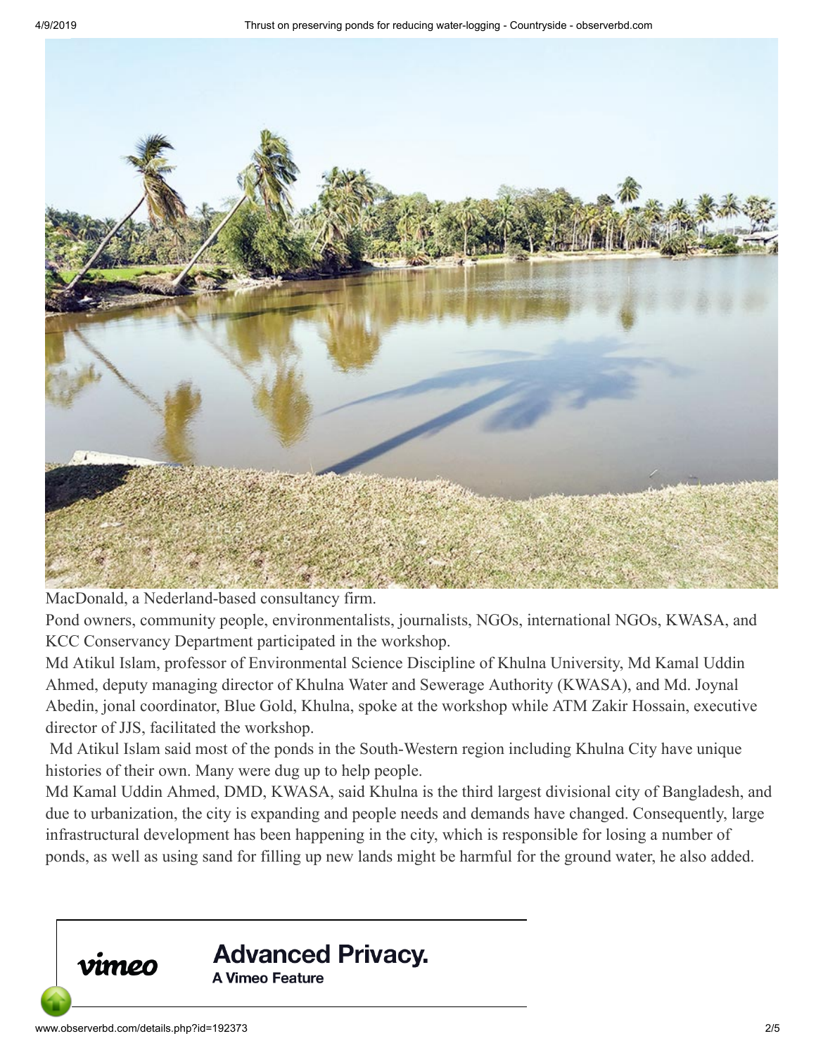MacDonald, a Nederland-based consultancy firm.

Pond owners, community people, environmentalists, journalists, NGOs, international NGOs, KWASA, and KCC Conservancy Department participated in the workshop.

Md Atikul Islam, professor of Environmental Science Discipline of Khulna University, Md Kamal Uddin Ahmed, deputy managing director of Khulna Water and Sewerage Authority (KWASA), and Md. Joynal Abedin, jonal coordinator, Blue Gold, Khulna, spoke at the workshop while ATM Zakir Hossain, executive director of JJS, facilitated the workshop.

Md Atikul Islam said most of the ponds in the South-Western region including Khulna City have unique histories of their own. Many were dug up to help people.

Md Kamal Uddin Ahmed, DMD, KWASA, said Khulna is the third largest divisional city of Bangladesh, and due to urbanization, the city is expanding and people needs and demands have changed. Consequently, large infrastructural development has been happening in the city, which is responsible for losing a number of ponds, as well as using sand for filling up new lands might be harmful for the ground water, he also added.

vimeo **Advanced Privacy.** A Vimeo Feature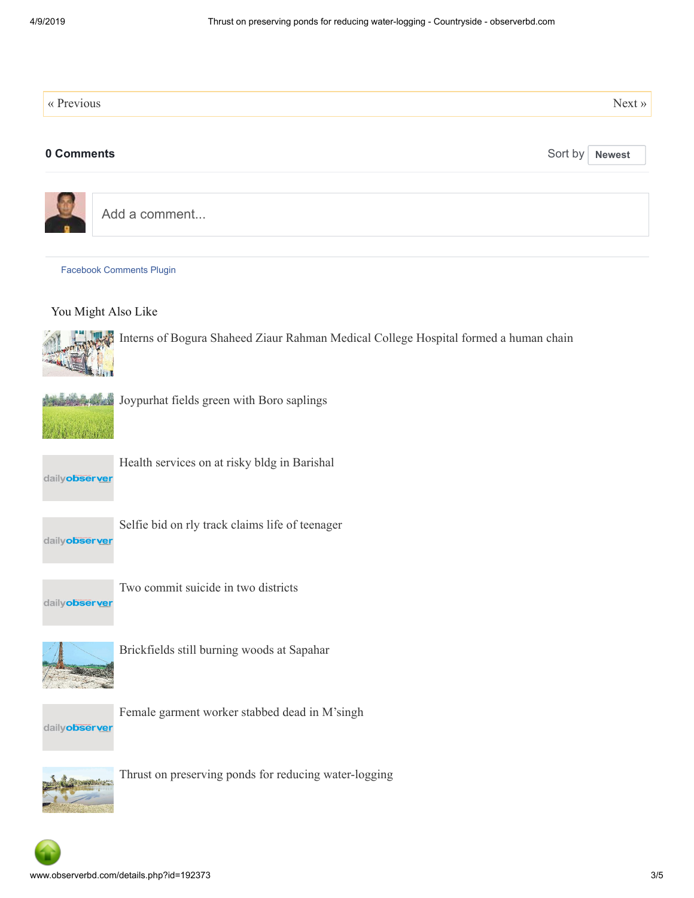« Previous Next »

**0 Comments** Sort by **Newest**

Add a comment...

Facebook Comments Plugin

## You Might Also Like

- Interns of Bogura Shaheed Ziaur Rahman Medical College Hospital formed a human chain
- Joypurhat fields green with Boro saplings
- Health services on at risky bldg in Barishal
- Selfie bid on rly track claims life of teenager
- Two commit suicide in two districts
- Brickfields still burning woods at Sapahar
- Female garment worker stabbed dead in M’singh
- Thrust on preserving ponds for reducing water-logging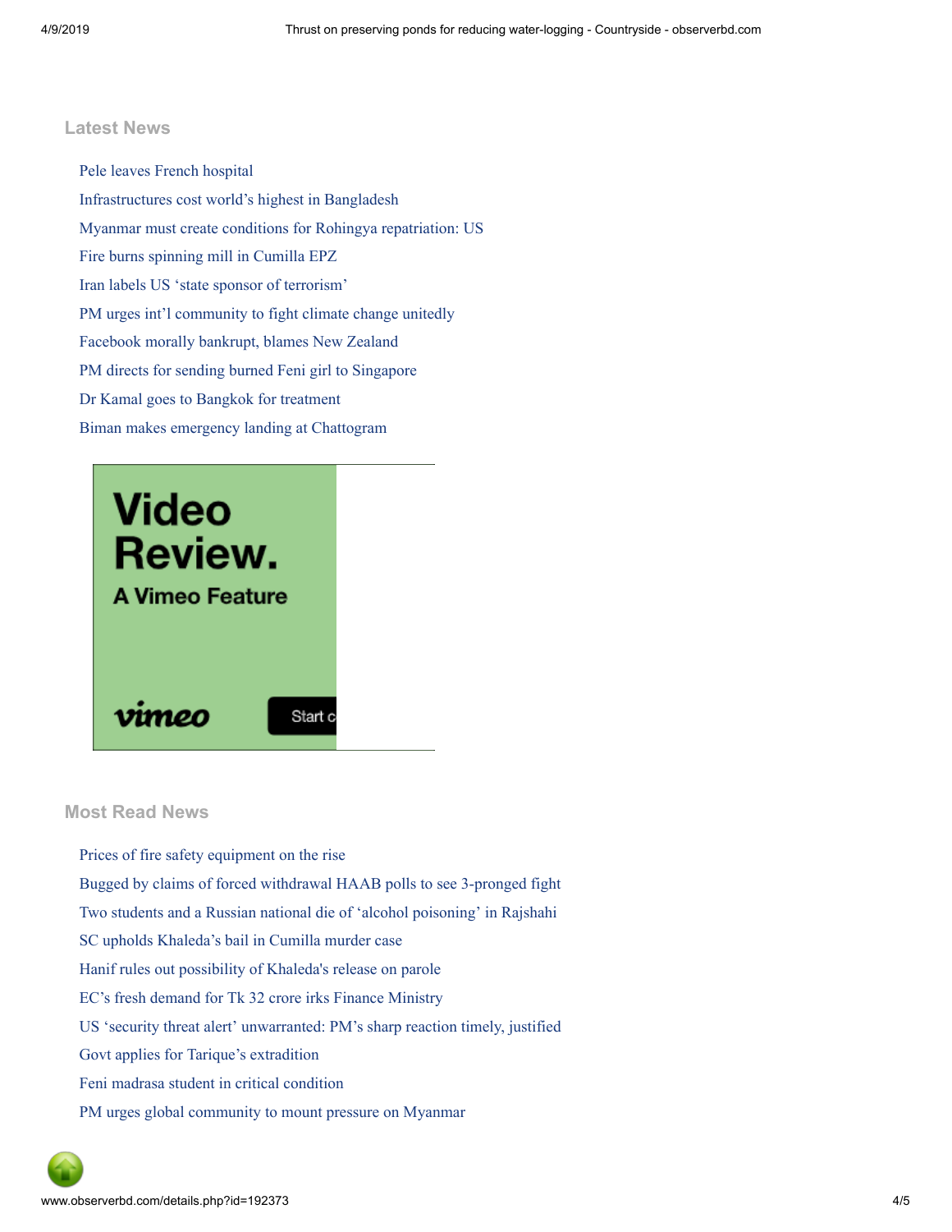## Latest News

- Pele leaves French hospital
- Infrastructures cost world's highest in Bangladesh
- Myanmar must create conditions for Rohingya repatriation: US
- Fire burns spinning mill in Cumilla EPZ
- Iran labels US 'state sponsor of terrorism'
- PM urges int'l community to fight climate change unitedly
- Facebook morally bankrupt, blames New Zealand
- PM directs for sending burned Feni girl to Singapore
- Dr Kamal goes to Bangkok for treatment
- Biman makes emergency landing at Chattogram

Video Review. A Vimeo Feature

vimeo Start c

## Most Read News

- Prices of fire safety equipment on the rise
- Bugged by claims of forced withdrawal HAAB polls to see 3-pronged fight
- Two students and a Russian national die of 'alcohol poisoning' in Rajshahi
- SC upholds Khaleda's bail in Cumilla murder case
- Hanif rules out possibility of Khaleda's release on parole
- EC's fresh demand for Tk 32 crore irks Finance Ministry
- US 'security threat alert' unwarranted: PM's sharp reaction timely, justified
- Govt applies for Tarique's extradition
- Feni madrasa student in critical condition
- PM urges global community to mount pressure on Myanmar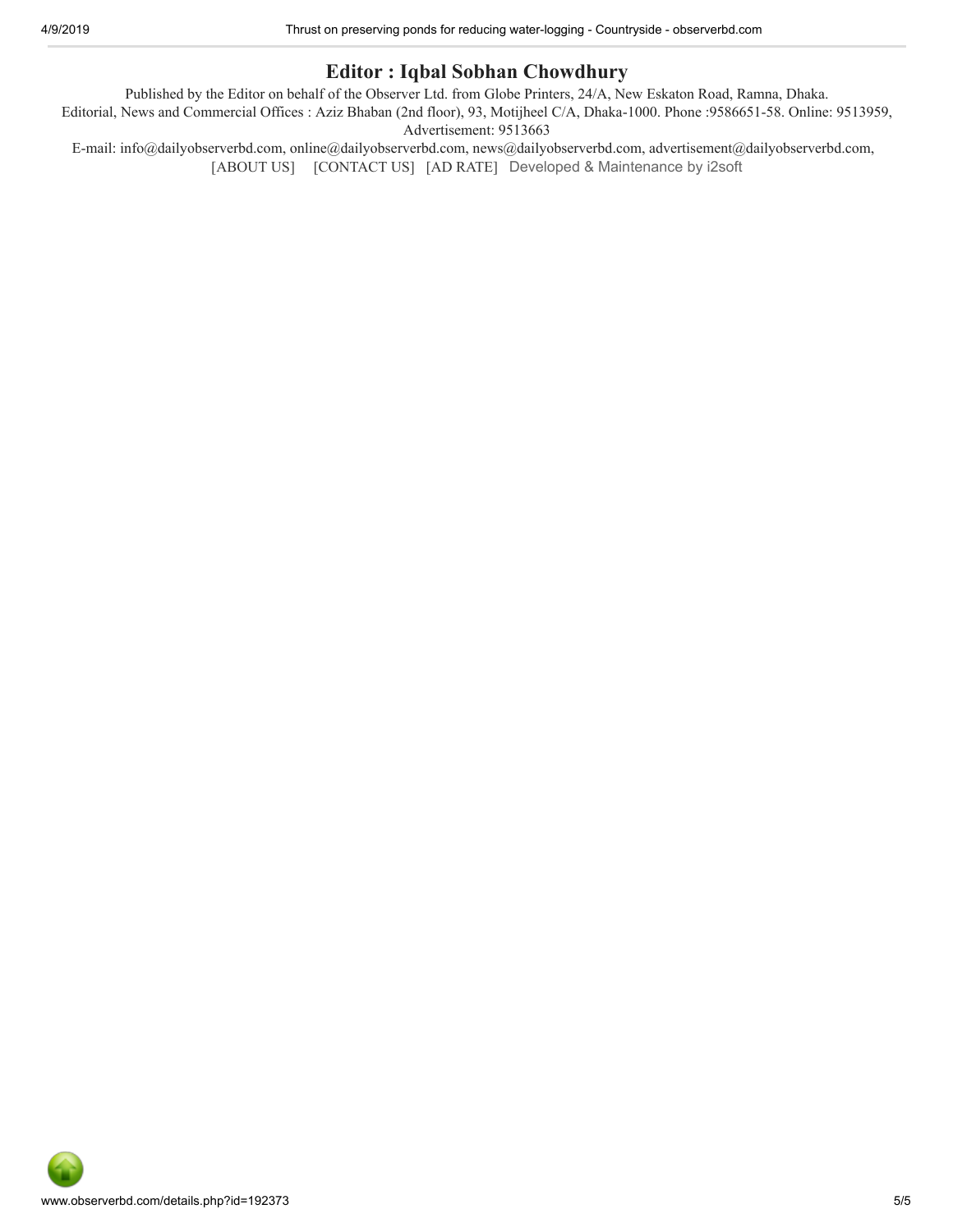## Editor : Iqbal Sobhan Chowdhury

Published by the Editor on behalf of the Observer Ltd. from Globe Printers, 24/A, New Eskaton Road, Ramna, Dhaka.
Editorial, News and Commercial Offices : Aziz Bhaban (2nd floor), 93, Motijheel C/A, Dhaka-1000. Phone :9586651-58. Online: 9513959, Advertisement: 9513663
E-mail: info@dailyobserverbd.com, online@dailyobserverbd.com, news@dailyobserverbd.com, advertisement@dailyobserverbd.com,
[ABOUT US] [CONTACT US] [AD RATE] Developed & Maintenance by i2soft